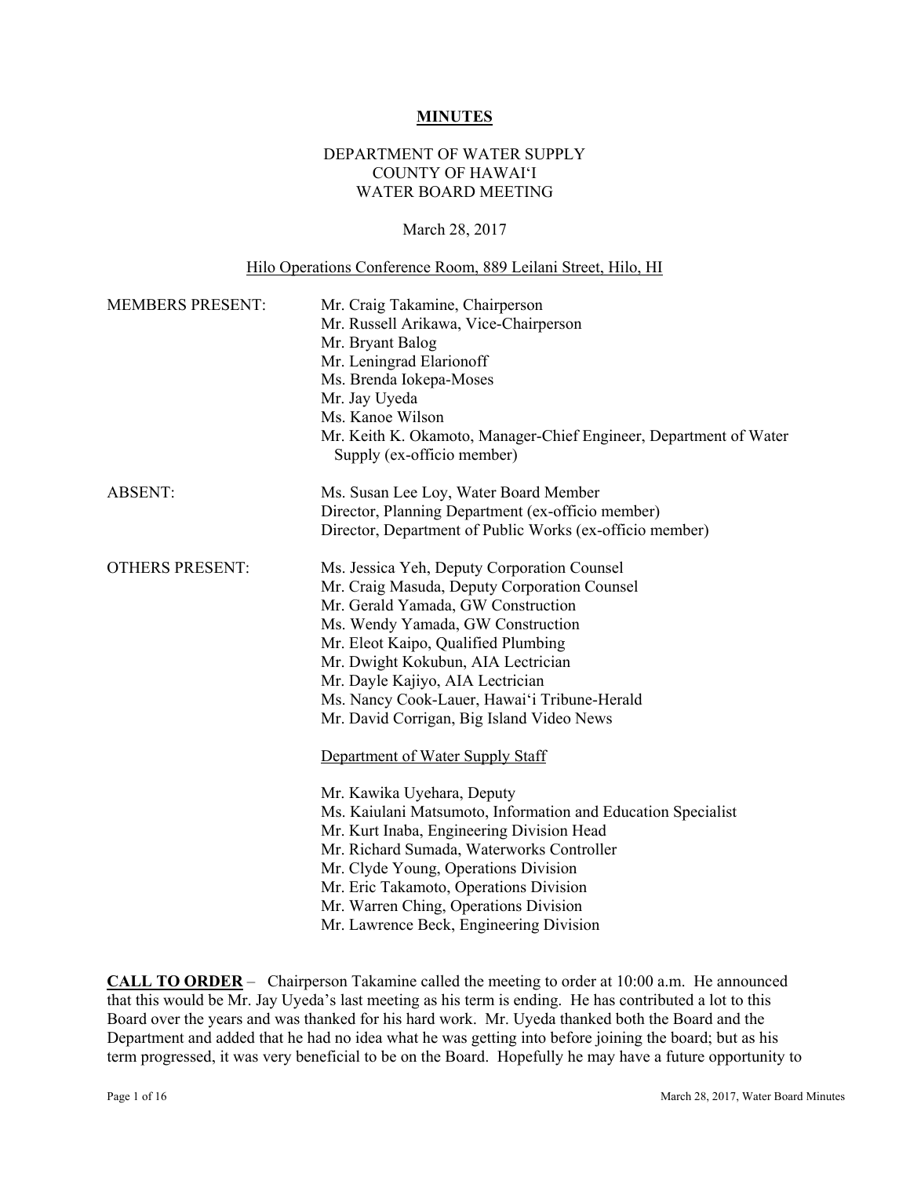**MINUTES**

DEPARTMENT OF WATER SUPPLY
COUNTY OF HAWAIʻI
WATER BOARD MEETING

March 28, 2017

Hilo Operations Conference Room, 889 Leilani Street, Hilo, HI

| | |
|---|---|
| MEMBERS PRESENT: | Mr. Craig Takamine, Chairperson<br>Mr. Russell Arikawa, Vice-Chairperson<br>Mr. Bryant Balog<br>Mr. Leningrad Elarionoff<br>Ms. Brenda Iokepa-Moses<br>Mr. Jay Uyeda<br>Ms. Kanoe Wilson<br>Mr. Keith K. Okamoto, Manager-Chief Engineer, Department of Water Supply (ex-officio member) |
| ABSENT: | Ms. Susan Lee Loy, Water Board Member<br>Director, Planning Department (ex-officio member)<br>Director, Department of Public Works (ex-officio member) |
| OTHERS PRESENT: | Ms. Jessica Yeh, Deputy Corporation Counsel<br>Mr. Craig Masuda, Deputy Corporation Counsel<br>Mr. Gerald Yamada, GW Construction<br>Ms. Wendy Yamada, GW Construction<br>Mr. Eleot Kaipo, Qualified Plumbing<br>Mr. Dwight Kokubun, AIA Lectrician<br>Mr. Dayle Kajiyo, AIA Lectrician<br>Ms. Nancy Cook-Lauer, Hawaiʻi Tribune-Herald<br>Mr. David Corrigan, Big Island Video News |
| | Department of Water Supply Staff |
| | Mr. Kawika Uyehara, Deputy<br>Ms. Kaiulani Matsumoto, Information and Education Specialist<br>Mr. Kurt Inaba, Engineering Division Head<br>Mr. Richard Sumada, Waterworks Controller<br>Mr. Clyde Young, Operations Division<br>Mr. Eric Takamoto, Operations Division<br>Mr. Warren Ching, Operations Division<br>Mr. Lawrence Beck, Engineering Division |

**CALL TO ORDER** – Chairperson Takamine called the meeting to order at 10:00 a.m. He announced that this would be Mr. Jay Uyeda's last meeting as his term is ending. He has contributed a lot to this Board over the years and was thanked for his hard work. Mr. Uyeda thanked both the Board and the Department and added that he had no idea what he was getting into before joining the board; but as his term progressed, it was very beneficial to be on the Board. Hopefully he may have a future opportunity to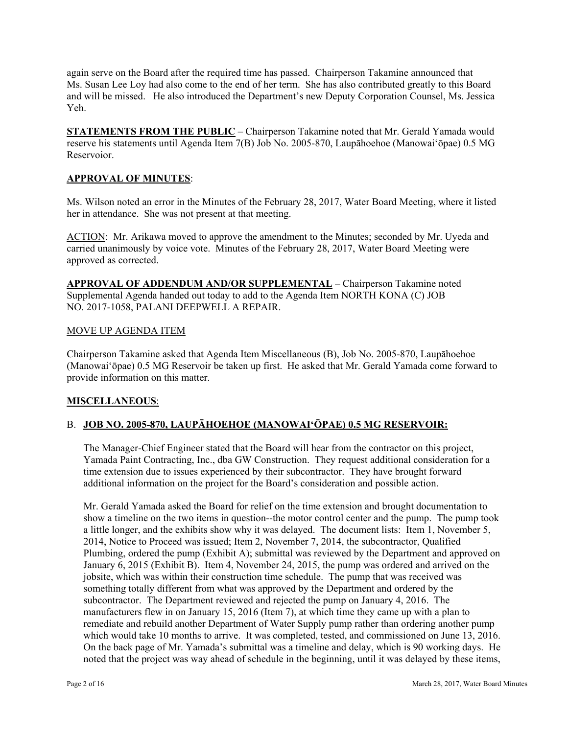again serve on the Board after the required time has passed. Chairperson Takamine announced that Ms. Susan Lee Loy had also come to the end of her term. She has also contributed greatly to this Board and will be missed. He also introduced the Department's new Deputy Corporation Counsel, Ms. Jessica Yeh.

**STATEMENTS FROM THE PUBLIC** – Chairperson Takamine noted that Mr. Gerald Yamada would reserve his statements until Agenda Item 7(B) Job No. 2005-870, Laupāhoehoe (Manowaiʻōpae) 0.5 MG Reservoir.

**APPROVAL OF MINUTES**:

Ms. Wilson noted an error in the Minutes of the February 28, 2017, Water Board Meeting, where it listed her in attendance. She was not present at that meeting.

ACTION: Mr. Arikawa moved to approve the amendment to the Minutes; seconded by Mr. Uyeda and carried unanimously by voice vote. Minutes of the February 28, 2017, Water Board Meeting were approved as corrected.

**APPROVAL OF ADDENDUM AND/OR SUPPLEMENTAL** – Chairperson Takamine noted Supplemental Agenda handed out today to add to the Agenda Item NORTH KONA (C) JOB NO. 2017-1058, PALANI DEEPWELL A REPAIR.

MOVE UP AGENDA ITEM

Chairperson Takamine asked that Agenda Item Miscellaneous (B), Job No. 2005-870, Laupāhoehoe (Manowaiʻōpae) 0.5 MG Reservoir be taken up first. He asked that Mr. Gerald Yamada come forward to provide information on this matter.

**MISCELLANEOUS**:

B. **JOB NO. 2005-870, LAUPĀHOEHOE (MANOWAIʻŌPAE) 0.5 MG RESERVOIR:**

The Manager-Chief Engineer stated that the Board will hear from the contractor on this project, Yamada Paint Contracting, Inc., dba GW Construction. They request additional consideration for a time extension due to issues experienced by their subcontractor. They have brought forward additional information on the project for the Board's consideration and possible action.

Mr. Gerald Yamada asked the Board for relief on the time extension and brought documentation to show a timeline on the two items in question--the motor control center and the pump. The pump took a little longer, and the exhibits show why it was delayed. The document lists: Item 1, November 5, 2014, Notice to Proceed was issued; Item 2, November 7, 2014, the subcontractor, Qualified Plumbing, ordered the pump (Exhibit A); submittal was reviewed by the Department and approved on January 6, 2015 (Exhibit B). Item 4, November 24, 2015, the pump was ordered and arrived on the jobsite, which was within their construction time schedule. The pump that was received was something totally different from what was approved by the Department and ordered by the subcontractor. The Department reviewed and rejected the pump on January 4, 2016. The manufacturers flew in on January 15, 2016 (Item 7), at which time they came up with a plan to remediate and rebuild another Department of Water Supply pump rather than ordering another pump which would take 10 months to arrive. It was completed, tested, and commissioned on June 13, 2016. On the back page of Mr. Yamada's submittal was a timeline and delay, which is 90 working days. He noted that the project was way ahead of schedule in the beginning, until it was delayed by these items,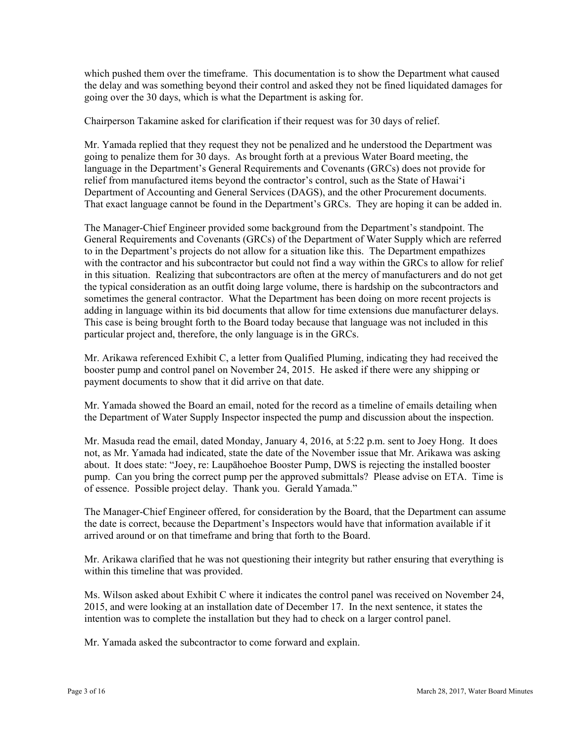which pushed them over the timeframe. This documentation is to show the Department what caused the delay and was something beyond their control and asked they not be fined liquidated damages for going over the 30 days, which is what the Department is asking for.

Chairperson Takamine asked for clarification if their request was for 30 days of relief.

Mr. Yamada replied that they request they not be penalized and he understood the Department was going to penalize them for 30 days. As brought forth at a previous Water Board meeting, the language in the Department's General Requirements and Covenants (GRCs) does not provide for relief from manufactured items beyond the contractor's control, such as the State of Hawai'i Department of Accounting and General Services (DAGS), and the other Procurement documents. That exact language cannot be found in the Department's GRCs. They are hoping it can be added in.

The Manager-Chief Engineer provided some background from the Department's standpoint. The General Requirements and Covenants (GRCs) of the Department of Water Supply which are referred to in the Department's projects do not allow for a situation like this. The Department empathizes with the contractor and his subcontractor but could not find a way within the GRCs to allow for relief in this situation. Realizing that subcontractors are often at the mercy of manufacturers and do not get the typical consideration as an outfit doing large volume, there is hardship on the subcontractors and sometimes the general contractor. What the Department has been doing on more recent projects is adding in language within its bid documents that allow for time extensions due manufacturer delays. This case is being brought forth to the Board today because that language was not included in this particular project and, therefore, the only language is in the GRCs.

Mr. Arikawa referenced Exhibit C, a letter from Qualified Pluming, indicating they had received the booster pump and control panel on November 24, 2015. He asked if there were any shipping or payment documents to show that it did arrive on that date.

Mr. Yamada showed the Board an email, noted for the record as a timeline of emails detailing when the Department of Water Supply Inspector inspected the pump and discussion about the inspection.

Mr. Masuda read the email, dated Monday, January 4, 2016, at 5:22 p.m. sent to Joey Hong. It does not, as Mr. Yamada had indicated, state the date of the November issue that Mr. Arikawa was asking about. It does state: "Joey, re: Laupāhoehoe Booster Pump, DWS is rejecting the installed booster pump. Can you bring the correct pump per the approved submittals? Please advise on ETA. Time is of essence. Possible project delay. Thank you. Gerald Yamada."

The Manager-Chief Engineer offered, for consideration by the Board, that the Department can assume the date is correct, because the Department's Inspectors would have that information available if it arrived around or on that timeframe and bring that forth to the Board.

Mr. Arikawa clarified that he was not questioning their integrity but rather ensuring that everything is within this timeline that was provided.

Ms. Wilson asked about Exhibit C where it indicates the control panel was received on November 24, 2015, and were looking at an installation date of December 17. In the next sentence, it states the intention was to complete the installation but they had to check on a larger control panel.

Mr. Yamada asked the subcontractor to come forward and explain.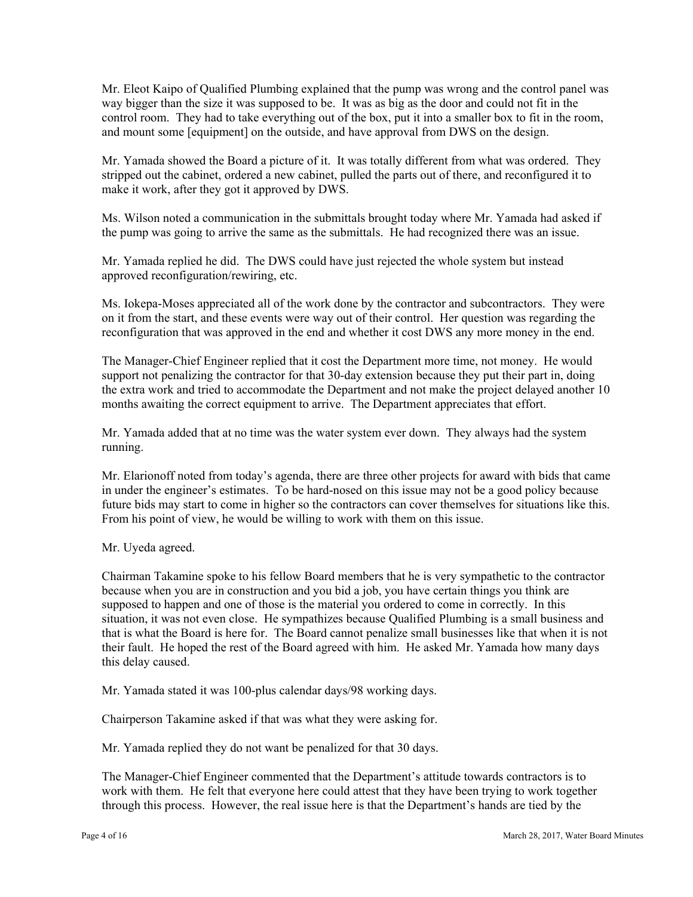Mr. Eleot Kaipo of Qualified Plumbing explained that the pump was wrong and the control panel was way bigger than the size it was supposed to be. It was as big as the door and could not fit in the control room. They had to take everything out of the box, put it into a smaller box to fit in the room, and mount some [equipment] on the outside, and have approval from DWS on the design.

Mr. Yamada showed the Board a picture of it. It was totally different from what was ordered. They stripped out the cabinet, ordered a new cabinet, pulled the parts out of there, and reconfigured it to make it work, after they got it approved by DWS.

Ms. Wilson noted a communication in the submittals brought today where Mr. Yamada had asked if the pump was going to arrive the same as the submittals. He had recognized there was an issue.

Mr. Yamada replied he did. The DWS could have just rejected the whole system but instead approved reconfiguration/rewiring, etc.

Ms. Iokepa-Moses appreciated all of the work done by the contractor and subcontractors. They were on it from the start, and these events were way out of their control. Her question was regarding the reconfiguration that was approved in the end and whether it cost DWS any more money in the end.

The Manager-Chief Engineer replied that it cost the Department more time, not money. He would support not penalizing the contractor for that 30-day extension because they put their part in, doing the extra work and tried to accommodate the Department and not make the project delayed another 10 months awaiting the correct equipment to arrive. The Department appreciates that effort.

Mr. Yamada added that at no time was the water system ever down. They always had the system running.

Mr. Elarionoff noted from today's agenda, there are three other projects for award with bids that came in under the engineer's estimates. To be hard-nosed on this issue may not be a good policy because future bids may start to come in higher so the contractors can cover themselves for situations like this. From his point of view, he would be willing to work with them on this issue.

Mr. Uyeda agreed.

Chairman Takamine spoke to his fellow Board members that he is very sympathetic to the contractor because when you are in construction and you bid a job, you have certain things you think are supposed to happen and one of those is the material you ordered to come in correctly. In this situation, it was not even close. He sympathizes because Qualified Plumbing is a small business and that is what the Board is here for. The Board cannot penalize small businesses like that when it is not their fault. He hoped the rest of the Board agreed with him. He asked Mr. Yamada how many days this delay caused.

Mr. Yamada stated it was 100-plus calendar days/98 working days.

Chairperson Takamine asked if that was what they were asking for.

Mr. Yamada replied they do not want be penalized for that 30 days.

The Manager-Chief Engineer commented that the Department's attitude towards contractors is to work with them. He felt that everyone here could attest that they have been trying to work together through this process. However, the real issue here is that the Department's hands are tied by the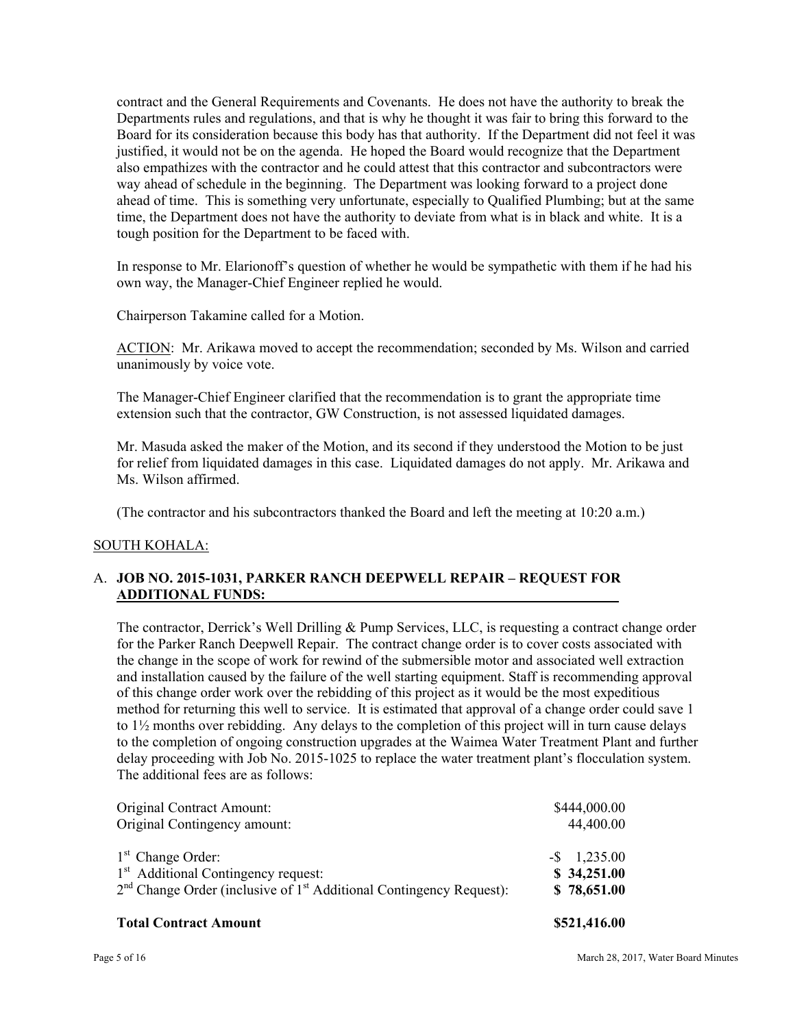contract and the General Requirements and Covenants. He does not have the authority to break the Departments rules and regulations, and that is why he thought it was fair to bring this forward to the Board for its consideration because this body has that authority. If the Department did not feel it was justified, it would not be on the agenda. He hoped the Board would recognize that the Department also empathizes with the contractor and he could attest that this contractor and subcontractors were way ahead of schedule in the beginning. The Department was looking forward to a project done ahead of time. This is something very unfortunate, especially to Qualified Plumbing; but at the same time, the Department does not have the authority to deviate from what is in black and white. It is a tough position for the Department to be faced with.

In response to Mr. Elarionoff's question of whether he would be sympathetic with them if he had his own way, the Manager-Chief Engineer replied he would.

Chairperson Takamine called for a Motion.

ACTION: Mr. Arikawa moved to accept the recommendation; seconded by Ms. Wilson and carried unanimously by voice vote.

The Manager-Chief Engineer clarified that the recommendation is to grant the appropriate time extension such that the contractor, GW Construction, is not assessed liquidated damages.

Mr. Masuda asked the maker of the Motion, and its second if they understood the Motion to be just for relief from liquidated damages in this case. Liquidated damages do not apply. Mr. Arikawa and Ms. Wilson affirmed.

(The contractor and his subcontractors thanked the Board and left the meeting at 10:20 a.m.)

SOUTH KOHALA:

A. **JOB NO. 2015-1031, PARKER RANCH DEEPWELL REPAIR – REQUEST FOR ADDITIONAL FUNDS:**

The contractor, Derrick's Well Drilling & Pump Services, LLC, is requesting a contract change order for the Parker Ranch Deepwell Repair. The contract change order is to cover costs associated with the change in the scope of work for rewind of the submersible motor and associated well extraction and installation caused by the failure of the well starting equipment. Staff is recommending approval of this change order work over the rebidding of this project as it would be the most expeditious method for returning this well to service. It is estimated that approval of a change order could save 1 to 1½ months over rebidding. Any delays to the completion of this project will in turn cause delays to the completion of ongoing construction upgrades at the Waimea Water Treatment Plant and further delay proceeding with Job No. 2015-1025 to replace the water treatment plant's flocculation system. The additional fees are as follows:

| | |
|---|---|
| Original Contract Amount: | $444,000.00 |
| Original Contingency amount: | 44,400.00 |
| 1st Change Order: | -$ 1,235.00 |
| 1st Additional Contingency request: | **$ 34,251.00** |
| 2nd Change Order (inclusive of 1st Additional Contingency Request): | **$ 78,651.00** |
| **Total Contract Amount** | **$521,416.00** |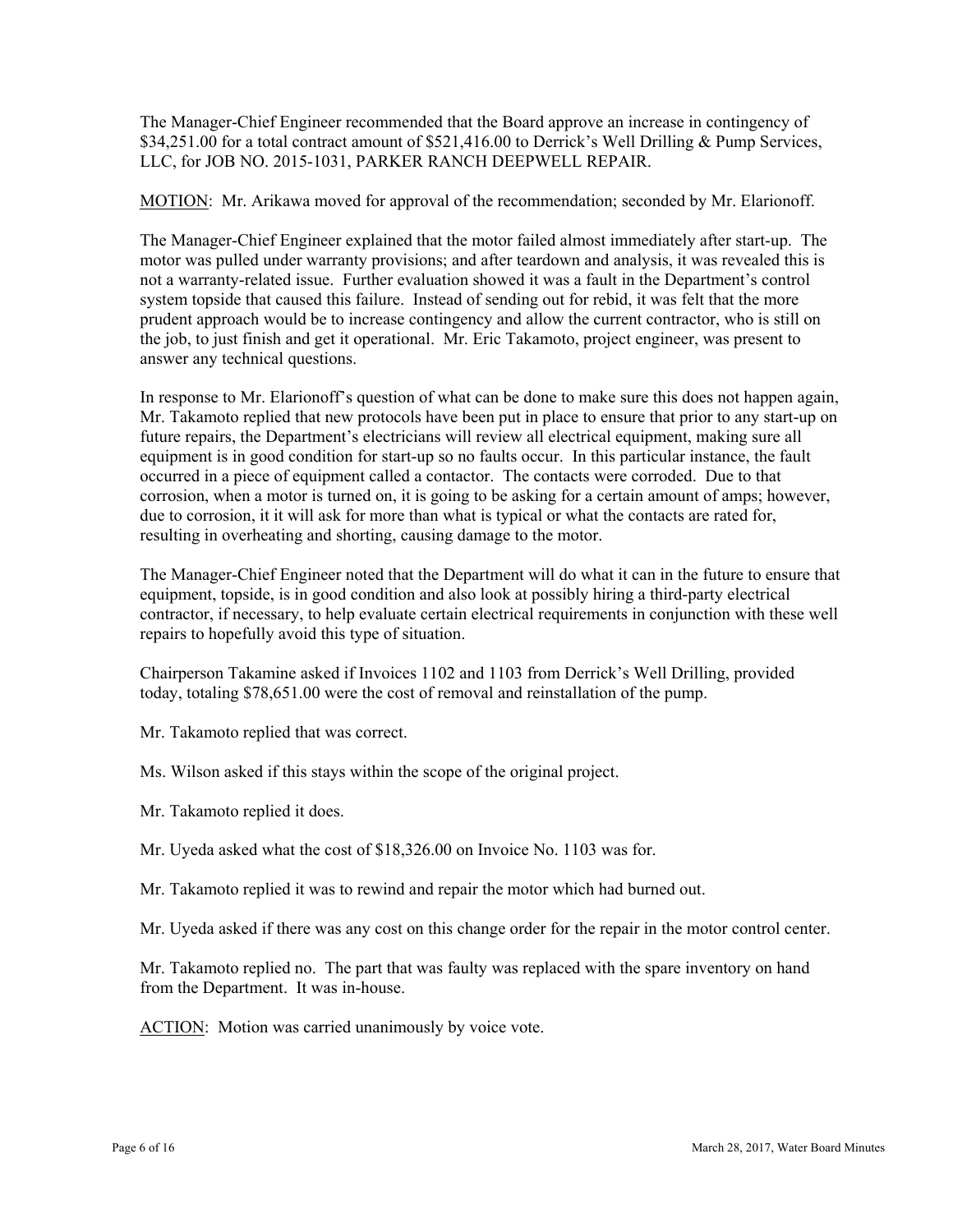The Manager-Chief Engineer recommended that the Board approve an increase in contingency of $34,251.00 for a total contract amount of $521,416.00 to Derrick's Well Drilling & Pump Services, LLC, for JOB NO. 2015-1031, PARKER RANCH DEEPWELL REPAIR.

MOTION: Mr. Arikawa moved for approval of the recommendation; seconded by Mr. Elarionoff.

The Manager-Chief Engineer explained that the motor failed almost immediately after start-up. The motor was pulled under warranty provisions; and after teardown and analysis, it was revealed this is not a warranty-related issue. Further evaluation showed it was a fault in the Department's control system topside that caused this failure. Instead of sending out for rebid, it was felt that the more prudent approach would be to increase contingency and allow the current contractor, who is still on the job, to just finish and get it operational. Mr. Eric Takamoto, project engineer, was present to answer any technical questions.

In response to Mr. Elarionoff's question of what can be done to make sure this does not happen again, Mr. Takamoto replied that new protocols have been put in place to ensure that prior to any start-up on future repairs, the Department's electricians will review all electrical equipment, making sure all equipment is in good condition for start-up so no faults occur. In this particular instance, the fault occurred in a piece of equipment called a contactor. The contacts were corroded. Due to that corrosion, when a motor is turned on, it is going to be asking for a certain amount of amps; however, due to corrosion, it it will ask for more than what is typical or what the contacts are rated for, resulting in overheating and shorting, causing damage to the motor.

The Manager-Chief Engineer noted that the Department will do what it can in the future to ensure that equipment, topside, is in good condition and also look at possibly hiring a third-party electrical contractor, if necessary, to help evaluate certain electrical requirements in conjunction with these well repairs to hopefully avoid this type of situation.

Chairperson Takamine asked if Invoices 1102 and 1103 from Derrick's Well Drilling, provided today, totaling $78,651.00 were the cost of removal and reinstallation of the pump.

Mr. Takamoto replied that was correct.

Ms. Wilson asked if this stays within the scope of the original project.

Mr. Takamoto replied it does.

Mr. Uyeda asked what the cost of $18,326.00 on Invoice No. 1103 was for.

Mr. Takamoto replied it was to rewind and repair the motor which had burned out.

Mr. Uyeda asked if there was any cost on this change order for the repair in the motor control center.

Mr. Takamoto replied no. The part that was faulty was replaced with the spare inventory on hand from the Department. It was in-house.

ACTION: Motion was carried unanimously by voice vote.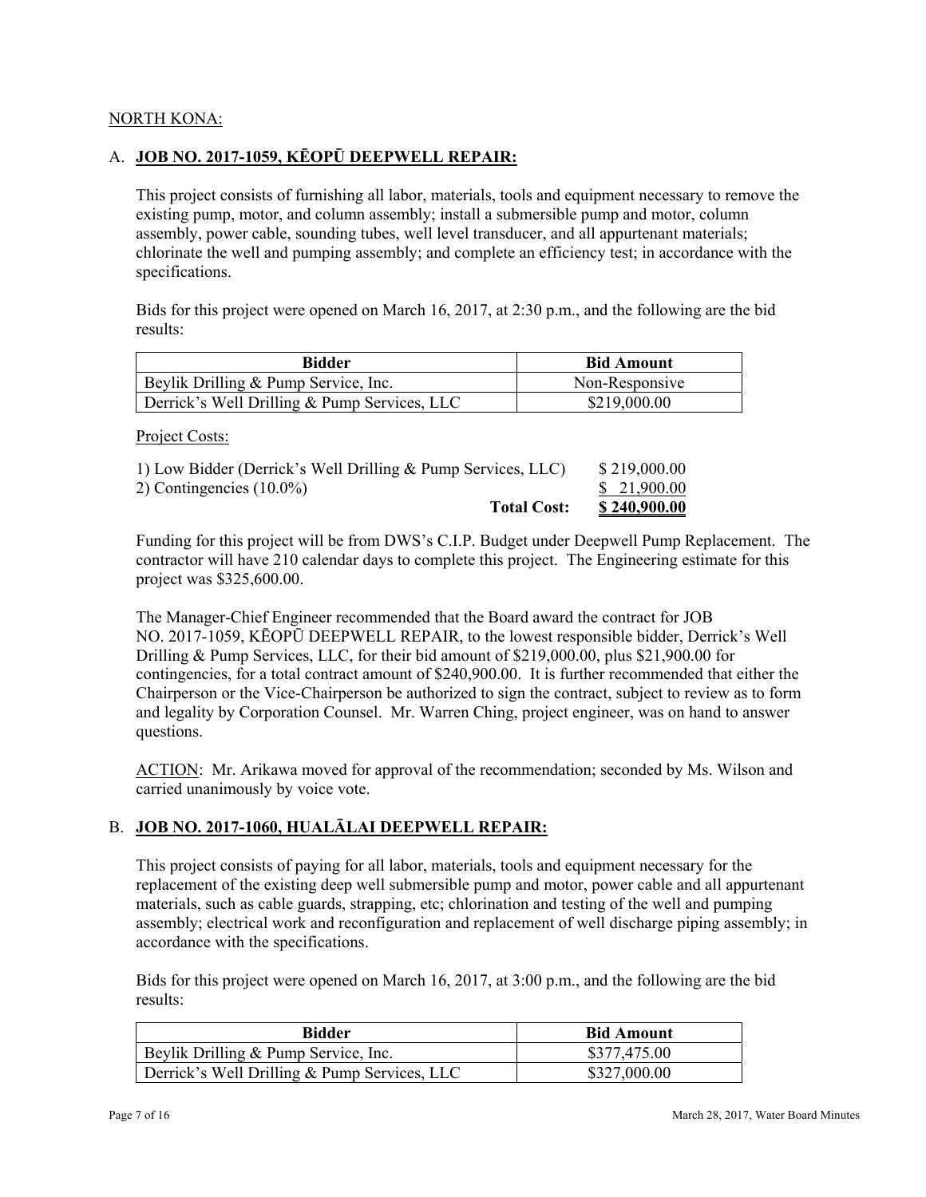NORTH KONA:

A. **JOB NO. 2017-1059, KĒOPŪ DEEPWELL REPAIR:**

This project consists of furnishing all labor, materials, tools and equipment necessary to remove the existing pump, motor, and column assembly; install a submersible pump and motor, column assembly, power cable, sounding tubes, well level transducer, and all appurtenant materials; chlorinate the well and pumping assembly; and complete an efficiency test; in accordance with the specifications.

Bids for this project were opened on March 16, 2017, at 2:30 p.m., and the following are the bid results:

| Bidder | Bid Amount |
|---|---|
| Beylik Drilling & Pump Service, Inc. | Non-Responsive |
| Derrick's Well Drilling & Pump Services, LLC | $219,000.00 |

Project Costs:

| | |
|---|---|
| 1) Low Bidder (Derrick's Well Drilling & Pump Services, LLC) | $ 219,000.00 |
| 2) Contingencies (10.0%) | $ 21,900.00 |
| **Total Cost:** | **$ 240,900.00** |

Funding for this project will be from DWS's C.I.P. Budget under Deepwell Pump Replacement. The contractor will have 210 calendar days to complete this project. The Engineering estimate for this project was $325,600.00.

The Manager-Chief Engineer recommended that the Board award the contract for JOB NO. 2017-1059, KĒOPŪ DEEPWELL REPAIR, to the lowest responsible bidder, Derrick's Well Drilling & Pump Services, LLC, for their bid amount of $219,000.00, plus $21,900.00 for contingencies, for a total contract amount of $240,900.00. It is further recommended that either the Chairperson or the Vice-Chairperson be authorized to sign the contract, subject to review as to form and legality by Corporation Counsel. Mr. Warren Ching, project engineer, was on hand to answer questions.

ACTION: Mr. Arikawa moved for approval of the recommendation; seconded by Ms. Wilson and carried unanimously by voice vote.

B. **JOB NO. 2017-1060, HUALĀLAI DEEPWELL REPAIR:**

This project consists of paying for all labor, materials, tools and equipment necessary for the replacement of the existing deep well submersible pump and motor, power cable and all appurtenant materials, such as cable guards, strapping, etc; chlorination and testing of the well and pumping assembly; electrical work and reconfiguration and replacement of well discharge piping assembly; in accordance with the specifications.

Bids for this project were opened on March 16, 2017, at 3:00 p.m., and the following are the bid results:

| Bidder | Bid Amount |
|---|---|
| Beylik Drilling & Pump Service, Inc. | $377,475.00 |
| Derrick's Well Drilling & Pump Services, LLC | $327,000.00 |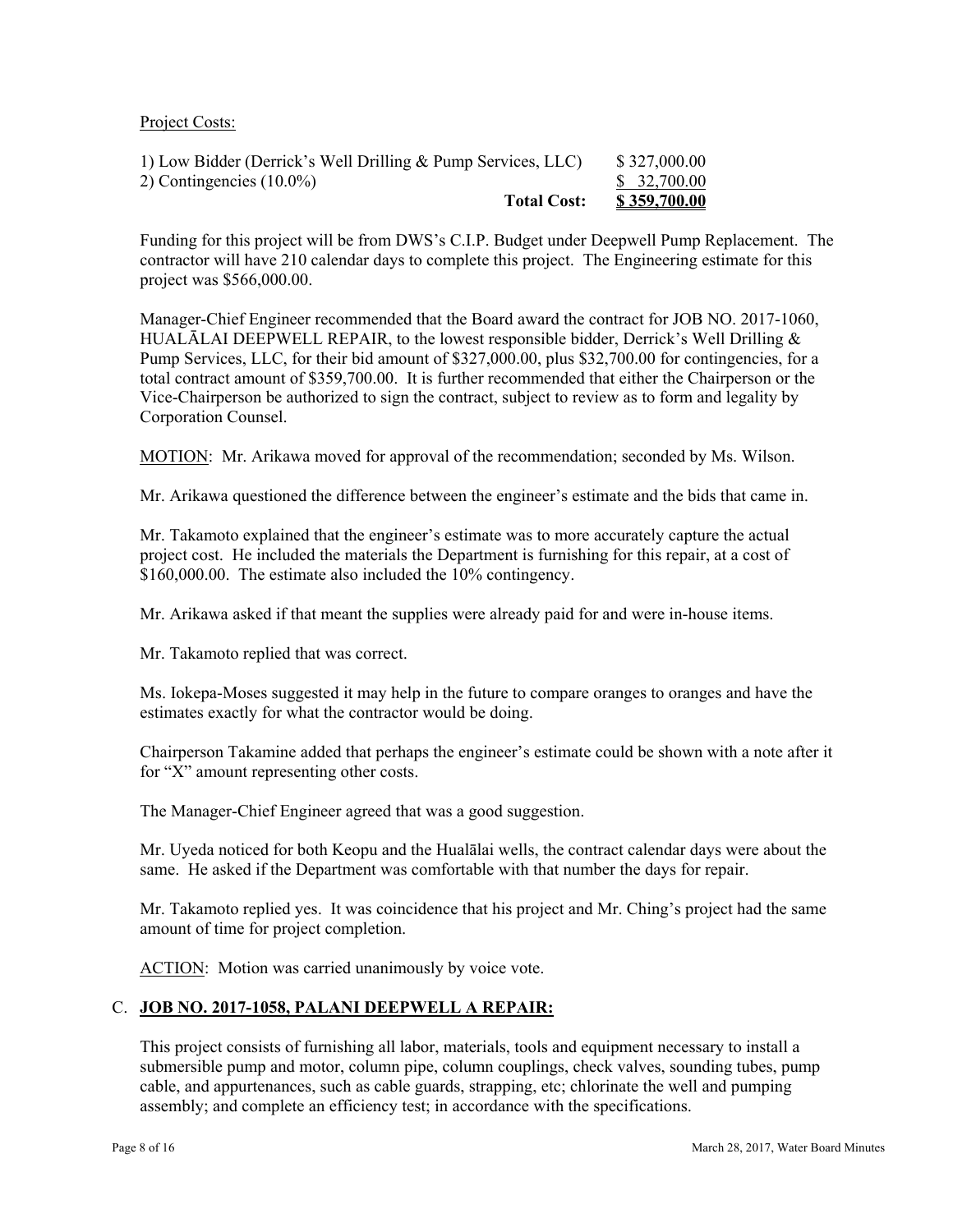Project Costs:

| | |
|---|---|
| 1) Low Bidder (Derrick's Well Drilling & Pump Services, LLC) | $ 327,000.00 |
| 2) Contingencies (10.0%) | $ 32,700.00 |
| **Total Cost:** | **$ 359,700.00** |

Funding for this project will be from DWS's C.I.P. Budget under Deepwell Pump Replacement. The contractor will have 210 calendar days to complete this project. The Engineering estimate for this project was $566,000.00.

Manager-Chief Engineer recommended that the Board award the contract for JOB NO. 2017-1060, HUALĀLAI DEEPWELL REPAIR, to the lowest responsible bidder, Derrick's Well Drilling & Pump Services, LLC, for their bid amount of $327,000.00, plus $32,700.00 for contingencies, for a total contract amount of $359,700.00. It is further recommended that either the Chairperson or the Vice-Chairperson be authorized to sign the contract, subject to review as to form and legality by Corporation Counsel.

MOTION: Mr. Arikawa moved for approval of the recommendation; seconded by Ms. Wilson.

Mr. Arikawa questioned the difference between the engineer's estimate and the bids that came in.

Mr. Takamoto explained that the engineer's estimate was to more accurately capture the actual project cost. He included the materials the Department is furnishing for this repair, at a cost of $160,000.00. The estimate also included the 10% contingency.

Mr. Arikawa asked if that meant the supplies were already paid for and were in-house items.

Mr. Takamoto replied that was correct.

Ms. Iokepa-Moses suggested it may help in the future to compare oranges to oranges and have the estimates exactly for what the contractor would be doing.

Chairperson Takamine added that perhaps the engineer's estimate could be shown with a note after it for "X" amount representing other costs.

The Manager-Chief Engineer agreed that was a good suggestion.

Mr. Uyeda noticed for both Keopu and the Hualālai wells, the contract calendar days were about the same. He asked if the Department was comfortable with that number the days for repair.

Mr. Takamoto replied yes. It was coincidence that his project and Mr. Ching's project had the same amount of time for project completion.

ACTION: Motion was carried unanimously by voice vote.

C. **JOB NO. 2017-1058, PALANI DEEPWELL A REPAIR:**

This project consists of furnishing all labor, materials, tools and equipment necessary to install a submersible pump and motor, column pipe, column couplings, check valves, sounding tubes, pump cable, and appurtenances, such as cable guards, strapping, etc; chlorinate the well and pumping assembly; and complete an efficiency test; in accordance with the specifications.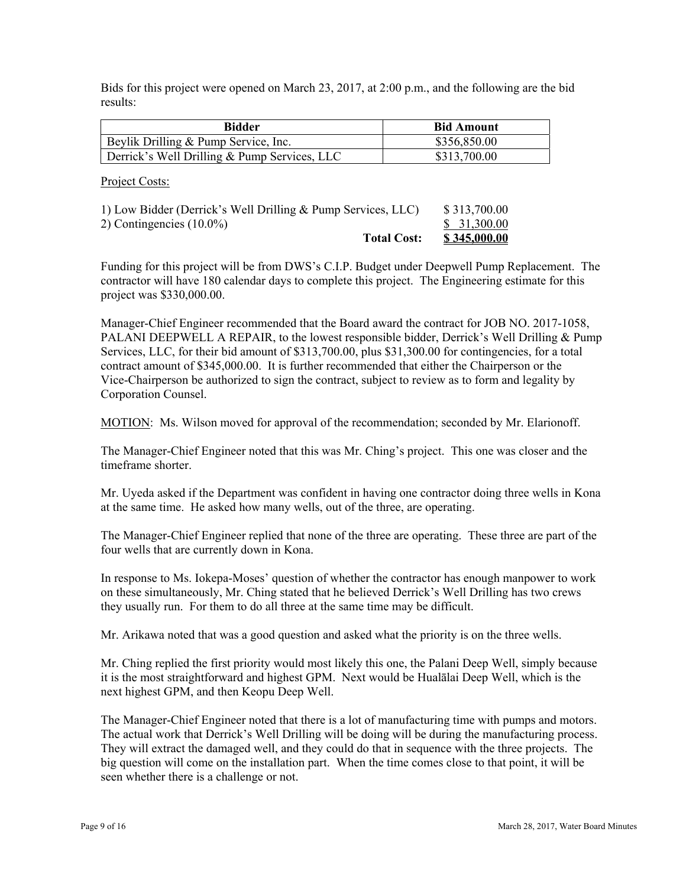Bids for this project were opened on March 23, 2017, at 2:00 p.m., and the following are the bid results:

| Bidder | Bid Amount |
|---|---|
| Beylik Drilling & Pump Service, Inc. | $356,850.00 |
| Derrick's Well Drilling & Pump Services, LLC | $313,700.00 |

Project Costs:

| | |
|---|---|
| 1) Low Bidder (Derrick's Well Drilling & Pump Services, LLC) | $ 313,700.00 |
| 2) Contingencies (10.0%) | $ 31,300.00 |
| **Total Cost:** | **$ 345,000.00** |

Funding for this project will be from DWS's C.I.P. Budget under Deepwell Pump Replacement. The contractor will have 180 calendar days to complete this project. The Engineering estimate for this project was $330,000.00.

Manager-Chief Engineer recommended that the Board award the contract for JOB NO. 2017-1058, PALANI DEEPWELL A REPAIR, to the lowest responsible bidder, Derrick's Well Drilling & Pump Services, LLC, for their bid amount of $313,700.00, plus $31,300.00 for contingencies, for a total contract amount of $345,000.00. It is further recommended that either the Chairperson or the Vice-Chairperson be authorized to sign the contract, subject to review as to form and legality by Corporation Counsel.

MOTION: Ms. Wilson moved for approval of the recommendation; seconded by Mr. Elarionoff.

The Manager-Chief Engineer noted that this was Mr. Ching's project. This one was closer and the timeframe shorter.

Mr. Uyeda asked if the Department was confident in having one contractor doing three wells in Kona at the same time. He asked how many wells, out of the three, are operating.

The Manager-Chief Engineer replied that none of the three are operating. These three are part of the four wells that are currently down in Kona.

In response to Ms. Iokepa-Moses' question of whether the contractor has enough manpower to work on these simultaneously, Mr. Ching stated that he believed Derrick's Well Drilling has two crews they usually run. For them to do all three at the same time may be difficult.

Mr. Arikawa noted that was a good question and asked what the priority is on the three wells.

Mr. Ching replied the first priority would most likely this one, the Palani Deep Well, simply because it is the most straightforward and highest GPM. Next would be Hualālai Deep Well, which is the next highest GPM, and then Keopu Deep Well.

The Manager-Chief Engineer noted that there is a lot of manufacturing time with pumps and motors. The actual work that Derrick's Well Drilling will be doing will be during the manufacturing process. They will extract the damaged well, and they could do that in sequence with the three projects. The big question will come on the installation part. When the time comes close to that point, it will be seen whether there is a challenge or not.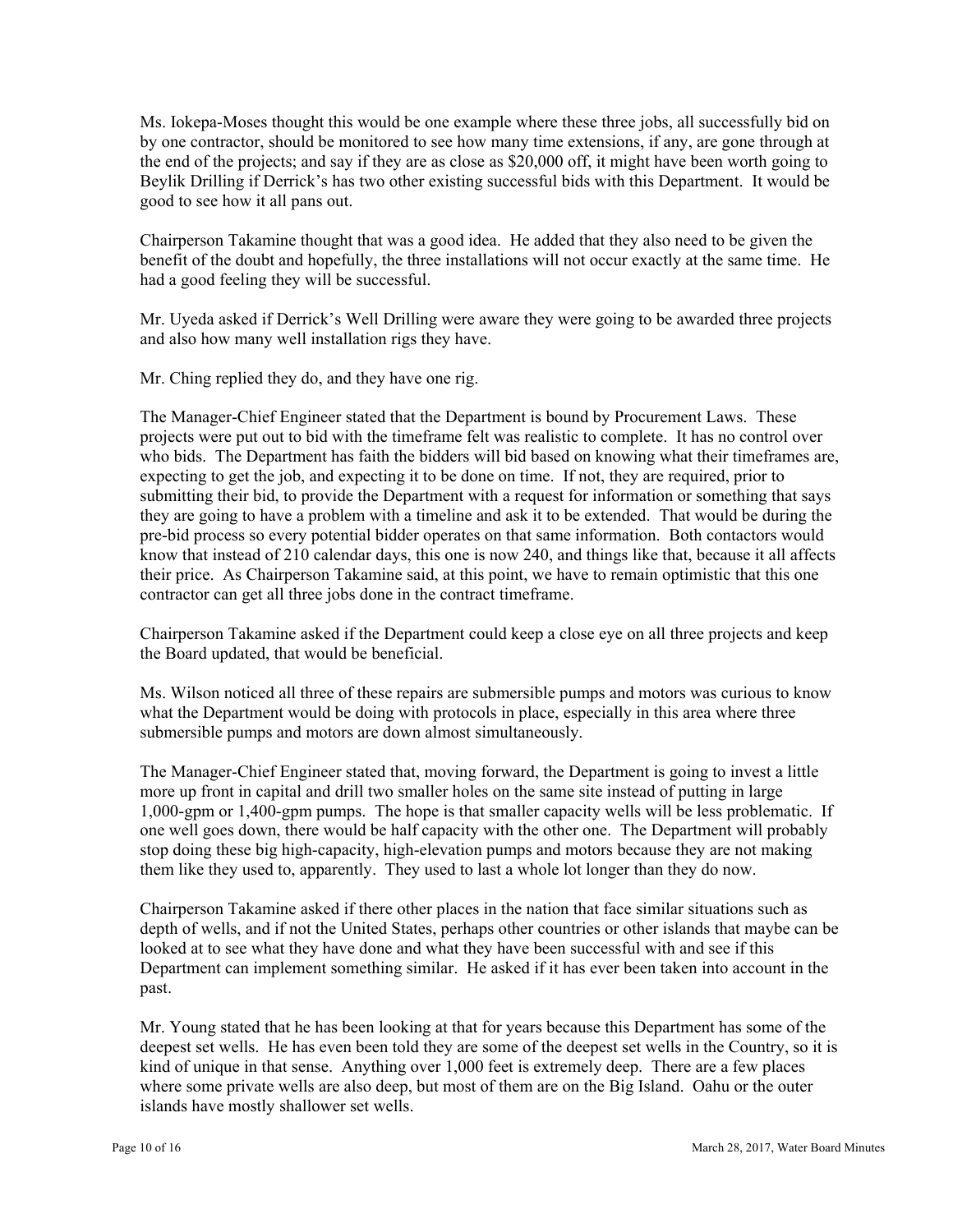Ms. Iokepa-Moses thought this would be one example where these three jobs, all successfully bid on by one contractor, should be monitored to see how many time extensions, if any, are gone through at the end of the projects; and say if they are as close as $20,000 off, it might have been worth going to Beylik Drilling if Derrick's has two other existing successful bids with this Department. It would be good to see how it all pans out.

Chairperson Takamine thought that was a good idea. He added that they also need to be given the benefit of the doubt and hopefully, the three installations will not occur exactly at the same time. He had a good feeling they will be successful.

Mr. Uyeda asked if Derrick's Well Drilling were aware they were going to be awarded three projects and also how many well installation rigs they have.

Mr. Ching replied they do, and they have one rig.

The Manager-Chief Engineer stated that the Department is bound by Procurement Laws. These projects were put out to bid with the timeframe felt was realistic to complete. It has no control over who bids. The Department has faith the bidders will bid based on knowing what their timeframes are, expecting to get the job, and expecting it to be done on time. If not, they are required, prior to submitting their bid, to provide the Department with a request for information or something that says they are going to have a problem with a timeline and ask it to be extended. That would be during the pre-bid process so every potential bidder operates on that same information. Both contactors would know that instead of 210 calendar days, this one is now 240, and things like that, because it all affects their price. As Chairperson Takamine said, at this point, we have to remain optimistic that this one contractor can get all three jobs done in the contract timeframe.

Chairperson Takamine asked if the Department could keep a close eye on all three projects and keep the Board updated, that would be beneficial.

Ms. Wilson noticed all three of these repairs are submersible pumps and motors was curious to know what the Department would be doing with protocols in place, especially in this area where three submersible pumps and motors are down almost simultaneously.

The Manager-Chief Engineer stated that, moving forward, the Department is going to invest a little more up front in capital and drill two smaller holes on the same site instead of putting in large 1,000-gpm or 1,400-gpm pumps. The hope is that smaller capacity wells will be less problematic. If one well goes down, there would be half capacity with the other one. The Department will probably stop doing these big high-capacity, high-elevation pumps and motors because they are not making them like they used to, apparently. They used to last a whole lot longer than they do now.

Chairperson Takamine asked if there other places in the nation that face similar situations such as depth of wells, and if not the United States, perhaps other countries or other islands that maybe can be looked at to see what they have done and what they have been successful with and see if this Department can implement something similar. He asked if it has ever been taken into account in the past.

Mr. Young stated that he has been looking at that for years because this Department has some of the deepest set wells. He has even been told they are some of the deepest set wells in the Country, so it is kind of unique in that sense. Anything over 1,000 feet is extremely deep. There are a few places where some private wells are also deep, but most of them are on the Big Island. Oahu or the outer islands have mostly shallower set wells.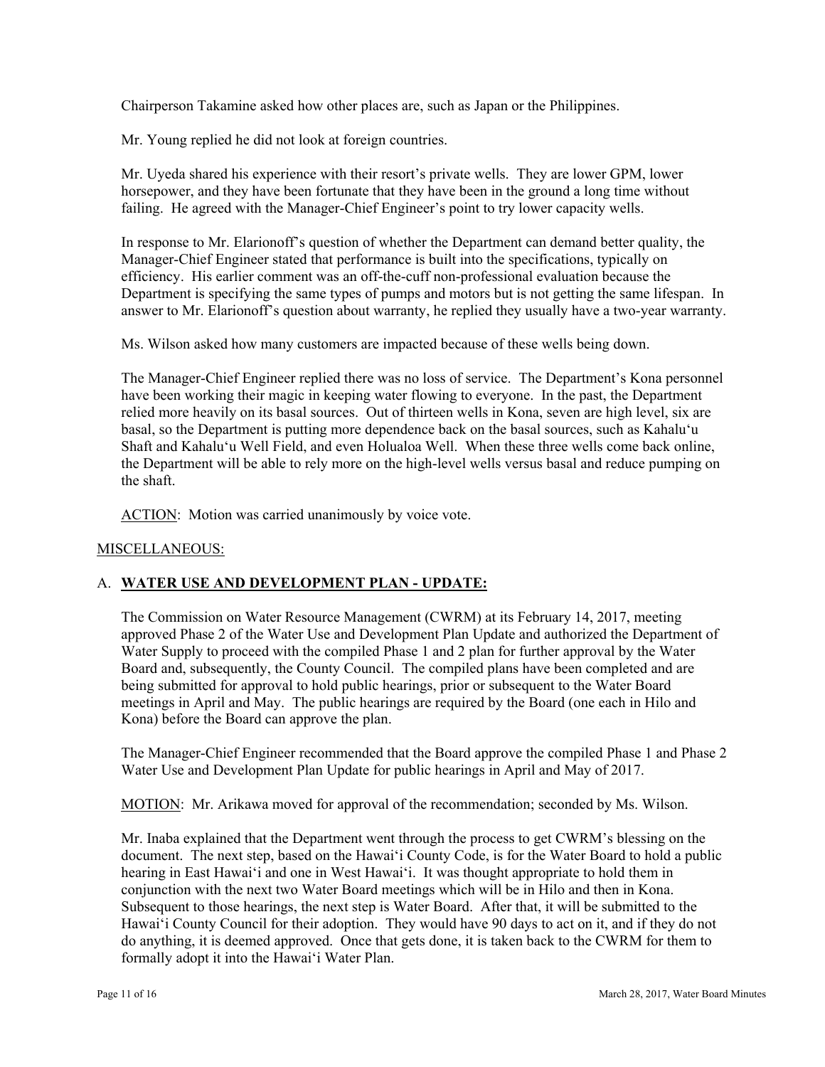Chairperson Takamine asked how other places are, such as Japan or the Philippines.

Mr. Young replied he did not look at foreign countries.

Mr. Uyeda shared his experience with their resort's private wells. They are lower GPM, lower horsepower, and they have been fortunate that they have been in the ground a long time without failing. He agreed with the Manager-Chief Engineer's point to try lower capacity wells.

In response to Mr. Elarionoff's question of whether the Department can demand better quality, the Manager-Chief Engineer stated that performance is built into the specifications, typically on efficiency. His earlier comment was an off-the-cuff non-professional evaluation because the Department is specifying the same types of pumps and motors but is not getting the same lifespan. In answer to Mr. Elarionoff's question about warranty, he replied they usually have a two-year warranty.

Ms. Wilson asked how many customers are impacted because of these wells being down.

The Manager-Chief Engineer replied there was no loss of service. The Department's Kona personnel have been working their magic in keeping water flowing to everyone. In the past, the Department relied more heavily on its basal sources. Out of thirteen wells in Kona, seven are high level, six are basal, so the Department is putting more dependence back on the basal sources, such as Kahaluʻu Shaft and Kahaluʻu Well Field, and even Holualoa Well. When these three wells come back online, the Department will be able to rely more on the high-level wells versus basal and reduce pumping on the shaft.

ACTION: Motion was carried unanimously by voice vote.

MISCELLANEOUS:

## A. WATER USE AND DEVELOPMENT PLAN - UPDATE:

The Commission on Water Resource Management (CWRM) at its February 14, 2017, meeting approved Phase 2 of the Water Use and Development Plan Update and authorized the Department of Water Supply to proceed with the compiled Phase 1 and 2 plan for further approval by the Water Board and, subsequently, the County Council. The compiled plans have been completed and are being submitted for approval to hold public hearings, prior or subsequent to the Water Board meetings in April and May. The public hearings are required by the Board (one each in Hilo and Kona) before the Board can approve the plan.

The Manager-Chief Engineer recommended that the Board approve the compiled Phase 1 and Phase 2 Water Use and Development Plan Update for public hearings in April and May of 2017.

MOTION: Mr. Arikawa moved for approval of the recommendation; seconded by Ms. Wilson.

Mr. Inaba explained that the Department went through the process to get CWRM's blessing on the document. The next step, based on the Hawaiʻi County Code, is for the Water Board to hold a public hearing in East Hawaiʻi and one in West Hawaiʻi. It was thought appropriate to hold them in conjunction with the next two Water Board meetings which will be in Hilo and then in Kona. Subsequent to those hearings, the next step is Water Board. After that, it will be submitted to the Hawaiʻi County Council for their adoption. They would have 90 days to act on it, and if they do not do anything, it is deemed approved. Once that gets done, it is taken back to the CWRM for them to formally adopt it into the Hawaiʻi Water Plan.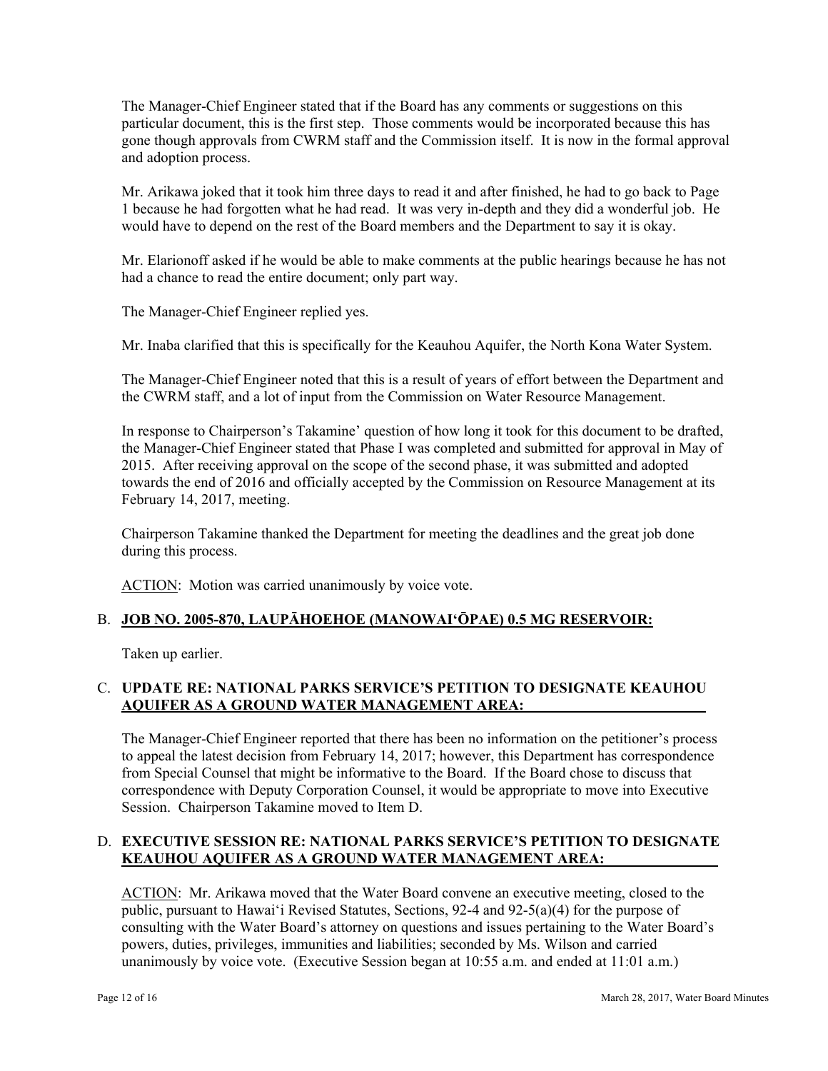The Manager-Chief Engineer stated that if the Board has any comments or suggestions on this particular document, this is the first step. Those comments would be incorporated because this has gone though approvals from CWRM staff and the Commission itself. It is now in the formal approval and adoption process.

Mr. Arikawa joked that it took him three days to read it and after finished, he had to go back to Page 1 because he had forgotten what he had read. It was very in-depth and they did a wonderful job. He would have to depend on the rest of the Board members and the Department to say it is okay.

Mr. Elarionoff asked if he would be able to make comments at the public hearings because he has not had a chance to read the entire document; only part way.

The Manager-Chief Engineer replied yes.

Mr. Inaba clarified that this is specifically for the Keauhou Aquifer, the North Kona Water System.

The Manager-Chief Engineer noted that this is a result of years of effort between the Department and the CWRM staff, and a lot of input from the Commission on Water Resource Management.

In response to Chairperson's Takamine' question of how long it took for this document to be drafted, the Manager-Chief Engineer stated that Phase I was completed and submitted for approval in May of 2015. After receiving approval on the scope of the second phase, it was submitted and adopted towards the end of 2016 and officially accepted by the Commission on Resource Management at its February 14, 2017, meeting.

Chairperson Takamine thanked the Department for meeting the deadlines and the great job done during this process.

ACTION: Motion was carried unanimously by voice vote.

B. **JOB NO. 2005-870, LAUPĀHOEHOE (MANOWAIʻŌPAE) 0.5 MG RESERVOIR:**

Taken up earlier.

C. **UPDATE RE: NATIONAL PARKS SERVICE'S PETITION TO DESIGNATE KEAUHOU AQUIFER AS A GROUND WATER MANAGEMENT AREA:**

The Manager-Chief Engineer reported that there has been no information on the petitioner's process to appeal the latest decision from February 14, 2017; however, this Department has correspondence from Special Counsel that might be informative to the Board. If the Board chose to discuss that correspondence with Deputy Corporation Counsel, it would be appropriate to move into Executive Session. Chairperson Takamine moved to Item D.

D. **EXECUTIVE SESSION RE: NATIONAL PARKS SERVICE'S PETITION TO DESIGNATE KEAUHOU AQUIFER AS A GROUND WATER MANAGEMENT AREA:**

ACTION: Mr. Arikawa moved that the Water Board convene an executive meeting, closed to the public, pursuant to Hawaiʻi Revised Statutes, Sections, 92-4 and 92-5(a)(4) for the purpose of consulting with the Water Board's attorney on questions and issues pertaining to the Water Board's powers, duties, privileges, immunities and liabilities; seconded by Ms. Wilson and carried unanimously by voice vote. (Executive Session began at 10:55 a.m. and ended at 11:01 a.m.)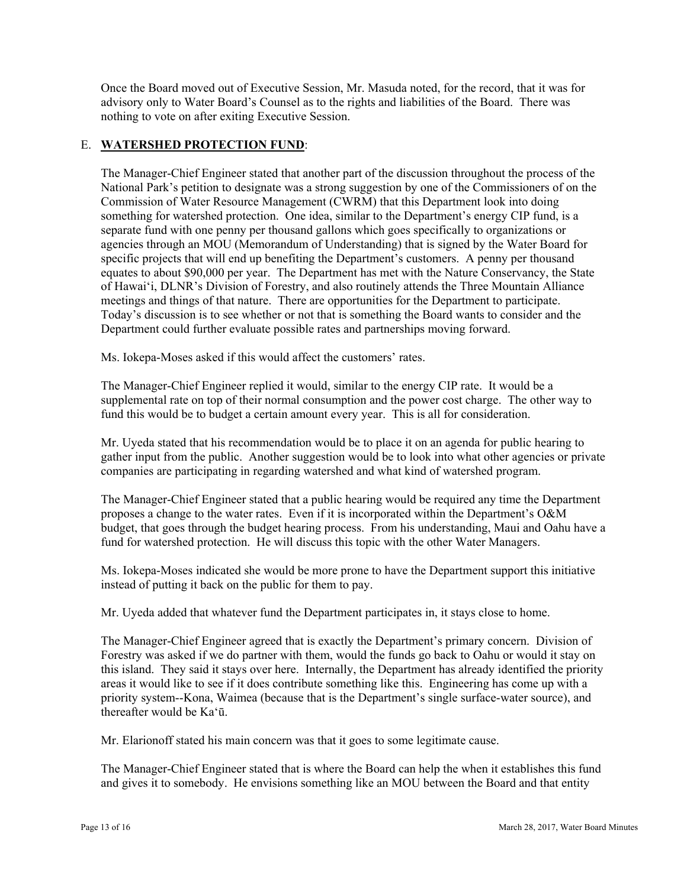Once the Board moved out of Executive Session, Mr. Masuda noted, for the record, that it was for advisory only to Water Board's Counsel as to the rights and liabilities of the Board. There was nothing to vote on after exiting Executive Session.

E. **WATERSHED PROTECTION FUND**:

The Manager-Chief Engineer stated that another part of the discussion throughout the process of the National Park's petition to designate was a strong suggestion by one of the Commissioners of on the Commission of Water Resource Management (CWRM) that this Department look into doing something for watershed protection. One idea, similar to the Department's energy CIP fund, is a separate fund with one penny per thousand gallons which goes specifically to organizations or agencies through an MOU (Memorandum of Understanding) that is signed by the Water Board for specific projects that will end up benefiting the Department's customers. A penny per thousand equates to about $90,000 per year. The Department has met with the Nature Conservancy, the State of Hawaiʻi, DLNR's Division of Forestry, and also routinely attends the Three Mountain Alliance meetings and things of that nature. There are opportunities for the Department to participate. Today's discussion is to see whether or not that is something the Board wants to consider and the Department could further evaluate possible rates and partnerships moving forward.

Ms. Iokepa-Moses asked if this would affect the customers' rates.

The Manager-Chief Engineer replied it would, similar to the energy CIP rate. It would be a supplemental rate on top of their normal consumption and the power cost charge. The other way to fund this would be to budget a certain amount every year. This is all for consideration.

Mr. Uyeda stated that his recommendation would be to place it on an agenda for public hearing to gather input from the public. Another suggestion would be to look into what other agencies or private companies are participating in regarding watershed and what kind of watershed program.

The Manager-Chief Engineer stated that a public hearing would be required any time the Department proposes a change to the water rates. Even if it is incorporated within the Department's O&M budget, that goes through the budget hearing process. From his understanding, Maui and Oahu have a fund for watershed protection. He will discuss this topic with the other Water Managers.

Ms. Iokepa-Moses indicated she would be more prone to have the Department support this initiative instead of putting it back on the public for them to pay.

Mr. Uyeda added that whatever fund the Department participates in, it stays close to home.

The Manager-Chief Engineer agreed that is exactly the Department's primary concern. Division of Forestry was asked if we do partner with them, would the funds go back to Oahu or would it stay on this island. They said it stays over here. Internally, the Department has already identified the priority areas it would like to see if it does contribute something like this. Engineering has come up with a priority system--Kona, Waimea (because that is the Department's single surface-water source), and thereafter would be Kaʻū.

Mr. Elarionoff stated his main concern was that it goes to some legitimate cause.

The Manager-Chief Engineer stated that is where the Board can help the when it establishes this fund and gives it to somebody. He envisions something like an MOU between the Board and that entity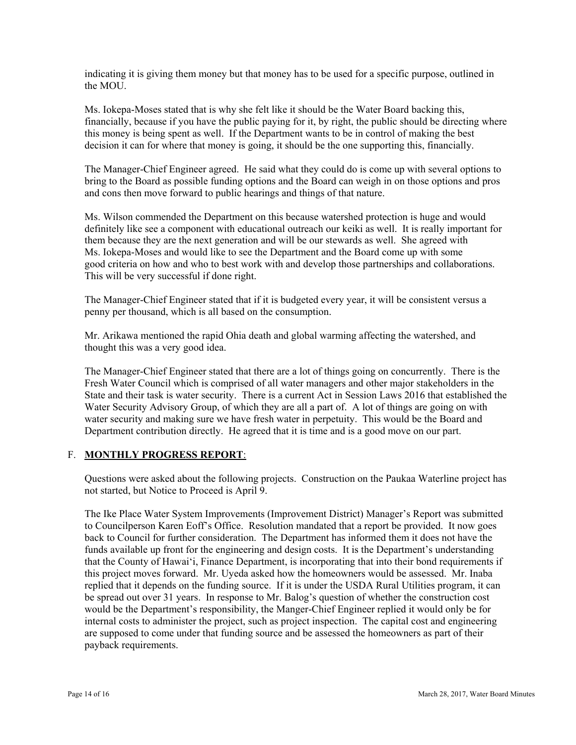indicating it is giving them money but that money has to be used for a specific purpose, outlined in the MOU.

Ms. Iokepa-Moses stated that is why she felt like it should be the Water Board backing this, financially, because if you have the public paying for it, by right, the public should be directing where this money is being spent as well. If the Department wants to be in control of making the best decision it can for where that money is going, it should be the one supporting this, financially.

The Manager-Chief Engineer agreed. He said what they could do is come up with several options to bring to the Board as possible funding options and the Board can weigh in on those options and pros and cons then move forward to public hearings and things of that nature.

Ms. Wilson commended the Department on this because watershed protection is huge and would definitely like see a component with educational outreach our keiki as well. It is really important for them because they are the next generation and will be our stewards as well. She agreed with Ms. Iokepa-Moses and would like to see the Department and the Board come up with some good criteria on how and who to best work with and develop those partnerships and collaborations. This will be very successful if done right.

The Manager-Chief Engineer stated that if it is budgeted every year, it will be consistent versus a penny per thousand, which is all based on the consumption.

Mr. Arikawa mentioned the rapid Ohia death and global warming affecting the watershed, and thought this was a very good idea.

The Manager-Chief Engineer stated that there are a lot of things going on concurrently. There is the Fresh Water Council which is comprised of all water managers and other major stakeholders in the State and their task is water security. There is a current Act in Session Laws 2016 that established the Water Security Advisory Group, of which they are all a part of. A lot of things are going on with water security and making sure we have fresh water in perpetuity. This would be the Board and Department contribution directly. He agreed that it is time and is a good move on our part.

## F. **MONTHLY PROGRESS REPORT**:

Questions were asked about the following projects. Construction on the Paukaa Waterline project has not started, but Notice to Proceed is April 9.

The Ike Place Water System Improvements (Improvement District) Manager's Report was submitted to Councilperson Karen Eoff's Office. Resolution mandated that a report be provided. It now goes back to Council for further consideration. The Department has informed them it does not have the funds available up front for the engineering and design costs. It is the Department's understanding that the County of Hawai'i, Finance Department, is incorporating that into their bond requirements if this project moves forward. Mr. Uyeda asked how the homeowners would be assessed. Mr. Inaba replied that it depends on the funding source. If it is under the USDA Rural Utilities program, it can be spread out over 31 years. In response to Mr. Balog's question of whether the construction cost would be the Department's responsibility, the Manger-Chief Engineer replied it would only be for internal costs to administer the project, such as project inspection. The capital cost and engineering are supposed to come under that funding source and be assessed the homeowners as part of their payback requirements.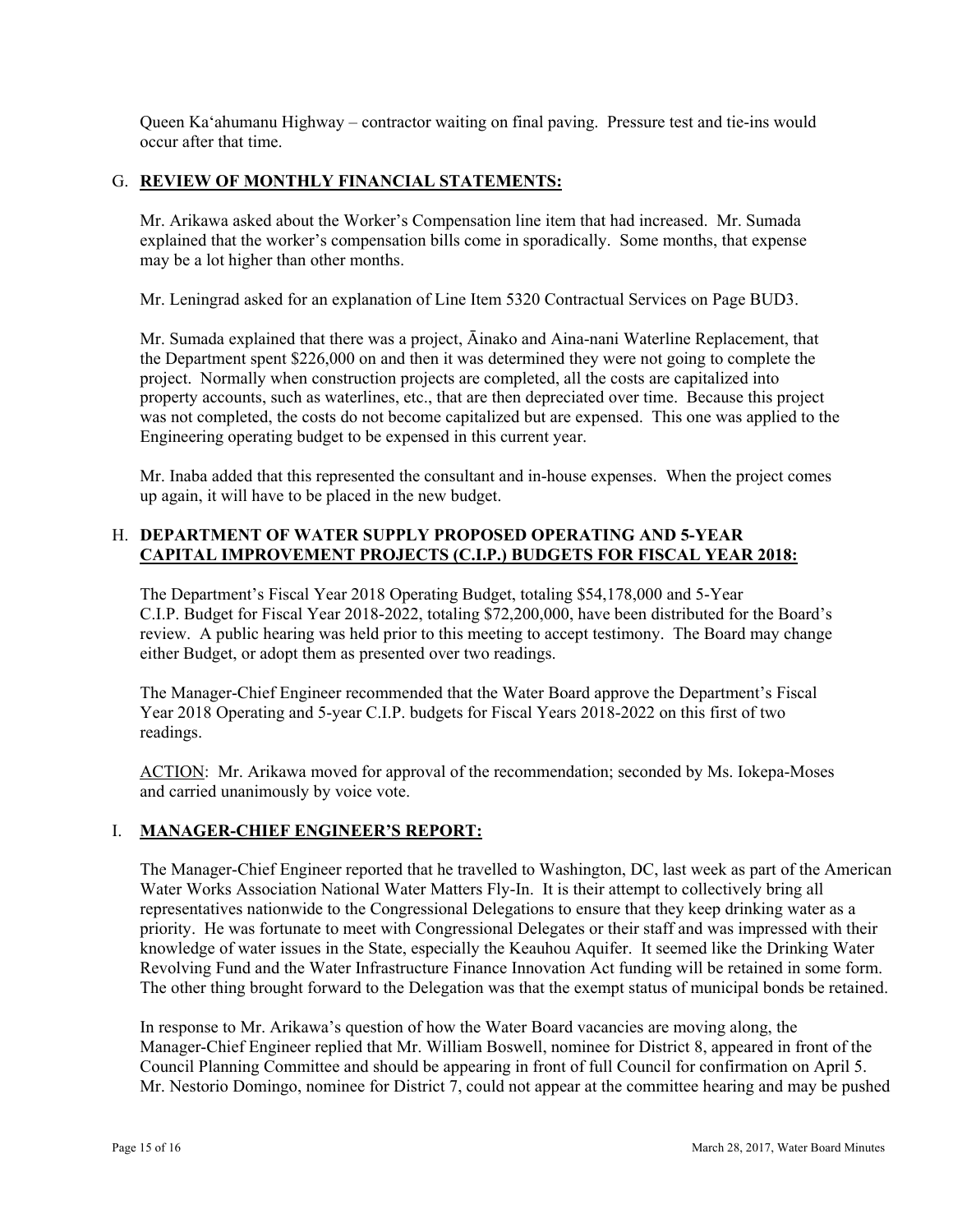Queen Ka'ahumanu Highway – contractor waiting on final paving. Pressure test and tie-ins would occur after that time.

## G. **REVIEW OF MONTHLY FINANCIAL STATEMENTS:**

Mr. Arikawa asked about the Worker's Compensation line item that had increased. Mr. Sumada explained that the worker's compensation bills come in sporadically. Some months, that expense may be a lot higher than other months.

Mr. Leningrad asked for an explanation of Line Item 5320 Contractual Services on Page BUD3.

Mr. Sumada explained that there was a project, Āinako and Aina-nani Waterline Replacement, that the Department spent $226,000 on and then it was determined they were not going to complete the project. Normally when construction projects are completed, all the costs are capitalized into property accounts, such as waterlines, etc., that are then depreciated over time. Because this project was not completed, the costs do not become capitalized but are expensed. This one was applied to the Engineering operating budget to be expensed in this current year.

Mr. Inaba added that this represented the consultant and in-house expenses. When the project comes up again, it will have to be placed in the new budget.

## H. **DEPARTMENT OF WATER SUPPLY PROPOSED OPERATING AND 5-YEAR CAPITAL IMPROVEMENT PROJECTS (C.I.P.) BUDGETS FOR FISCAL YEAR 2018:**

The Department's Fiscal Year 2018 Operating Budget, totaling $54,178,000 and 5-Year C.I.P. Budget for Fiscal Year 2018-2022, totaling $72,200,000, have been distributed for the Board's review. A public hearing was held prior to this meeting to accept testimony. The Board may change either Budget, or adopt them as presented over two readings.

The Manager-Chief Engineer recommended that the Water Board approve the Department's Fiscal Year 2018 Operating and 5-year C.I.P. budgets for Fiscal Years 2018-2022 on this first of two readings.

ACTION: Mr. Arikawa moved for approval of the recommendation; seconded by Ms. Iokepa-Moses and carried unanimously by voice vote.

## I. **MANAGER-CHIEF ENGINEER'S REPORT:**

The Manager-Chief Engineer reported that he travelled to Washington, DC, last week as part of the American Water Works Association National Water Matters Fly-In. It is their attempt to collectively bring all representatives nationwide to the Congressional Delegations to ensure that they keep drinking water as a priority. He was fortunate to meet with Congressional Delegates or their staff and was impressed with their knowledge of water issues in the State, especially the Keauhou Aquifer. It seemed like the Drinking Water Revolving Fund and the Water Infrastructure Finance Innovation Act funding will be retained in some form. The other thing brought forward to the Delegation was that the exempt status of municipal bonds be retained.

In response to Mr. Arikawa's question of how the Water Board vacancies are moving along, the Manager-Chief Engineer replied that Mr. William Boswell, nominee for District 8, appeared in front of the Council Planning Committee and should be appearing in front of full Council for confirmation on April 5. Mr. Nestorio Domingo, nominee for District 7, could not appear at the committee hearing and may be pushed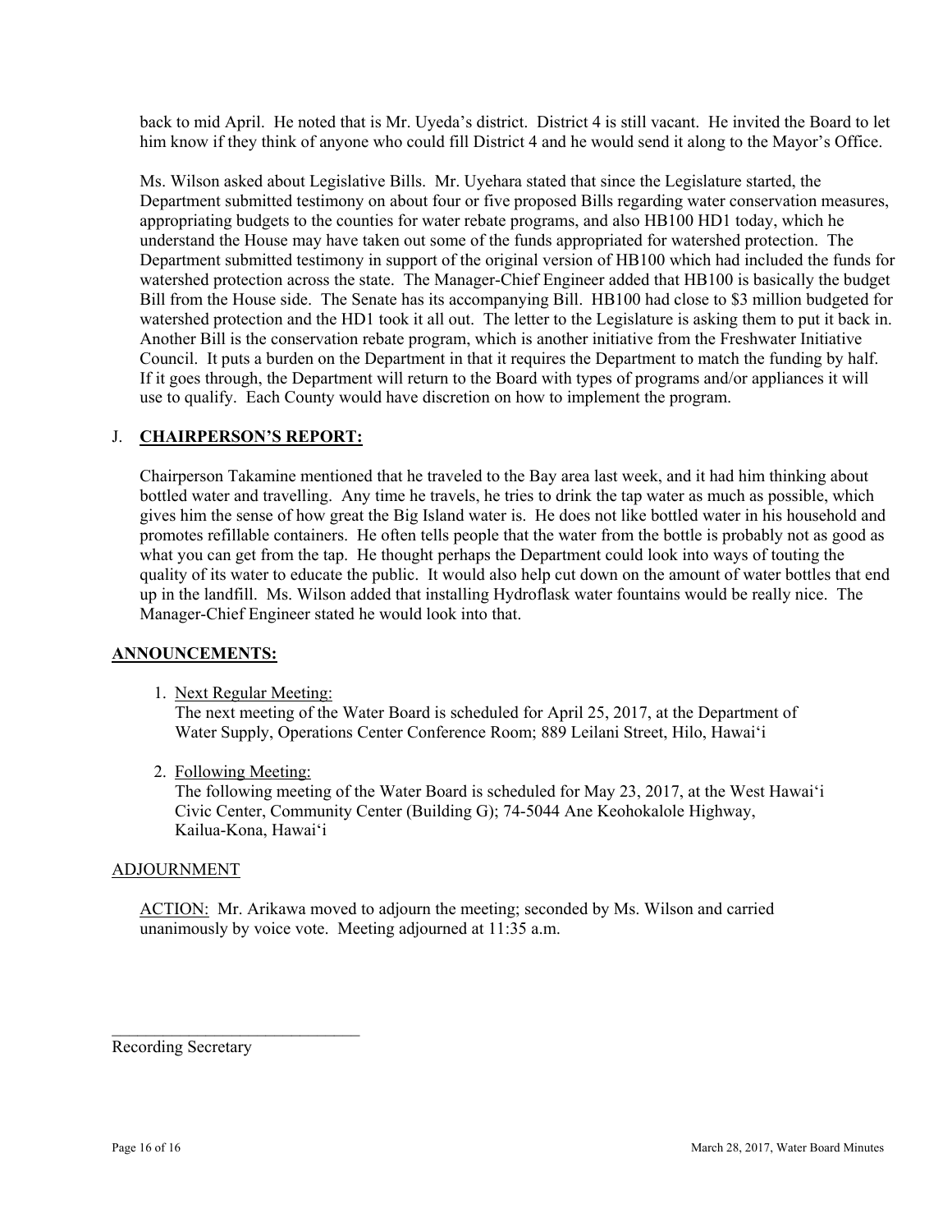back to mid April. He noted that is Mr. Uyeda's district. District 4 is still vacant. He invited the Board to let him know if they think of anyone who could fill District 4 and he would send it along to the Mayor's Office.

Ms. Wilson asked about Legislative Bills. Mr. Uyehara stated that since the Legislature started, the Department submitted testimony on about four or five proposed Bills regarding water conservation measures, appropriating budgets to the counties for water rebate programs, and also HB100 HD1 today, which he understand the House may have taken out some of the funds appropriated for watershed protection. The Department submitted testimony in support of the original version of HB100 which had included the funds for watershed protection across the state. The Manager-Chief Engineer added that HB100 is basically the budget Bill from the House side. The Senate has its accompanying Bill. HB100 had close to $3 million budgeted for watershed protection and the HD1 took it all out. The letter to the Legislature is asking them to put it back in. Another Bill is the conservation rebate program, which is another initiative from the Freshwater Initiative Council. It puts a burden on the Department in that it requires the Department to match the funding by half. If it goes through, the Department will return to the Board with types of programs and/or appliances it will use to qualify. Each County would have discretion on how to implement the program.

## J. **CHAIRPERSON'S REPORT:**

Chairperson Takamine mentioned that he traveled to the Bay area last week, and it had him thinking about bottled water and travelling. Any time he travels, he tries to drink the tap water as much as possible, which gives him the sense of how great the Big Island water is. He does not like bottled water in his household and promotes refillable containers. He often tells people that the water from the bottle is probably not as good as what you can get from the tap. He thought perhaps the Department could look into ways of touting the quality of its water to educate the public. It would also help cut down on the amount of water bottles that end up in the landfill. Ms. Wilson added that installing Hydroflask water fountains would be really nice. The Manager-Chief Engineer stated he would look into that.

## **ANNOUNCEMENTS:**

1. Next Regular Meeting:
   The next meeting of the Water Board is scheduled for April 25, 2017, at the Department of Water Supply, Operations Center Conference Room; 889 Leilani Street, Hilo, Hawaiʻi

2. Following Meeting:
   The following meeting of the Water Board is scheduled for May 23, 2017, at the West Hawaiʻi Civic Center, Community Center (Building G); 74-5044 Ane Keohokalole Highway, Kailua-Kona, Hawaiʻi

## ADJOURNMENT

ACTION: Mr. Arikawa moved to adjourn the meeting; seconded by Ms. Wilson and carried unanimously by voice vote. Meeting adjourned at 11:35 a.m.

\_\_\_\_\_\_\_\_\_\_\_\_\_\_\_\_\_\_\_\_\_\_\_\_\_\_\_\_\_\_
Recording Secretary